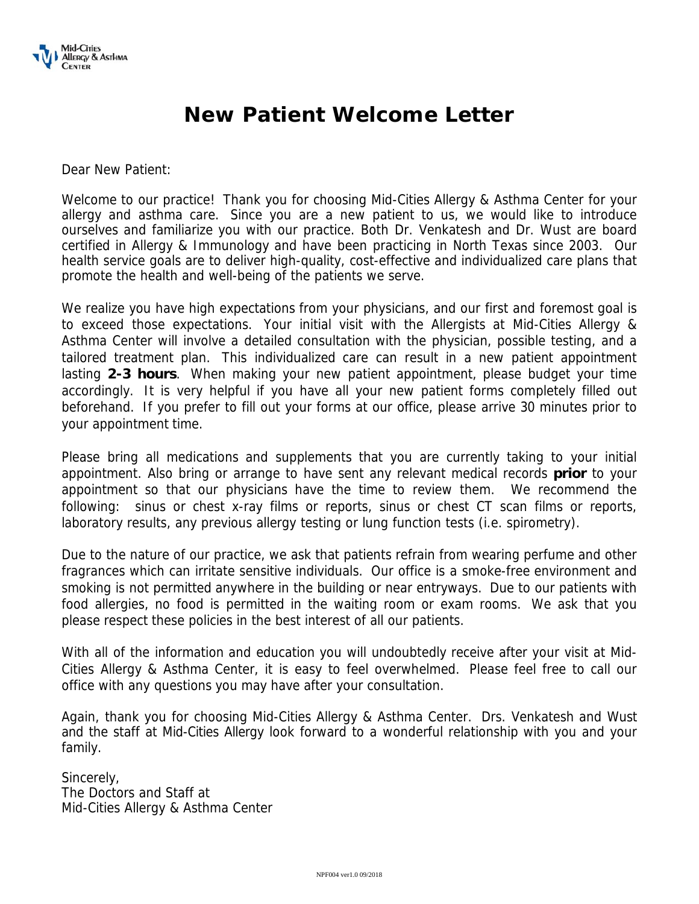# New Patient Welcome Letter

Dear New Patient:

Welcome to our practice! Thank you for choosing Mid-Cities Allergy & Asthma Center for your allergy and asthma care. Since you are a new patient to us, we would like to introduce ourselves and familiarize you with our practice. Both Dr. Venkatesh and Dr. Wust are board certified in Allergy & Immunology and have been practicing in North Texas since 2003. Our health service goals are to deliver high-quality, cost-effective and individualized care plans that promote the health and well-being of the patients we serve.

We realize you have high expectations from your physicians, and our first and foremost goal is to exceed those expectations. Your initial visit with the Allergists at Mid-Cities Allergy & Asthma Center will involve a detailed consultation with the physician, possible testing, and a tailored treatment plan. This individualized care can result in a new patient appointment lasting **2-3 hours**. When making your new patient appointment, please budget your time accordingly. It is very helpful if you have all your new patient forms completely filled out beforehand. If you prefer to fill out your forms at our office, please arrive 30 minutes prior to your appointment time.

Please bring all medications and supplements that you are currently taking to your initial appointment. Also bring or arrange to have sent any relevant medical records **prior** to your appointment so that our physicians have the time to review them. We recommend the following: sinus or chest x-ray films or reports, sinus or chest CT scan films or reports, laboratory results, any previous allergy testing or lung function tests (i.e. spirometry).

Due to the nature of our practice, we ask that patients refrain from wearing perfume and other fragrances which can irritate sensitive individuals. Our office is a smoke-free environment and smoking is not permitted anywhere in the building or near entryways. Due to our patients with food allergies, no food is permitted in the waiting room or exam rooms. We ask that you please respect these policies in the best interest of all our patients.

With all of the information and education you will undoubtedly receive after your visit at Mid-Cities Allergy & Asthma Center, it is easy to feel overwhelmed. Please feel free to call our office with any questions you may have after your consultation.

Again, thank you for choosing Mid-Cities Allergy & Asthma Center. Drs. Venkatesh and Wust and the staff at Mid-Cities Allergy look forward to a wonderful relationship with you and your family.

Sincerely,
The Doctors and Staff at
Mid-Cities Allergy & Asthma Center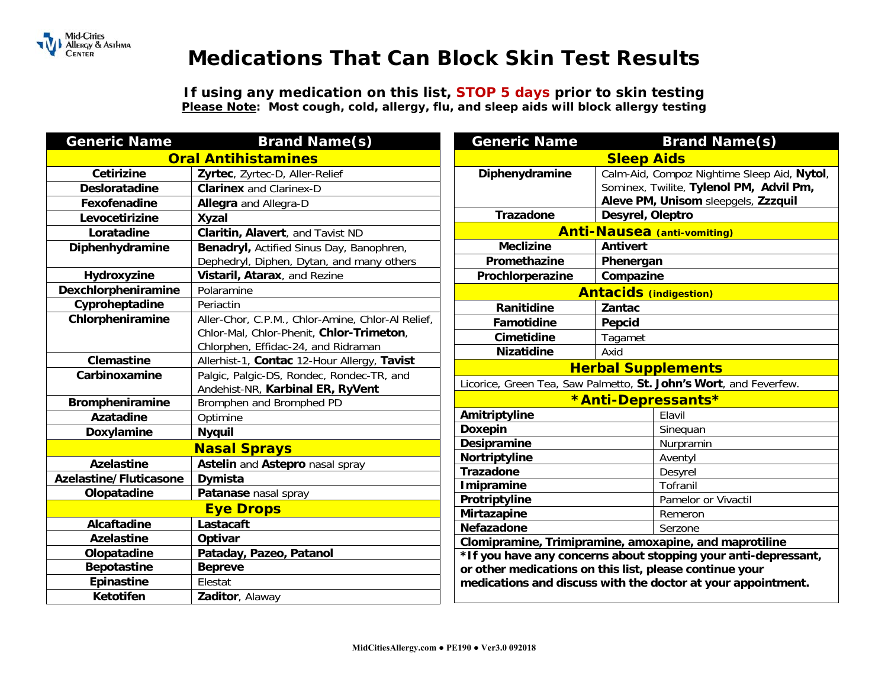Mid-Cities Allergy & Asthma Center

# Medications That Can Block Skin Test Results

**If using any medication on this list, STOP 5 days prior to skin testing**

**Please Note: Most cough, cold, allergy, flu, and sleep aids will block allergy testing**

| Generic Name | Brand Name(s) |
|---|---|
| **Oral Antihistamines** | |
| **Cetirizine** | **Zyrtec**, Zyrtec-D, Aller-Relief |
| **Desloratadine** | **Clarinex** and Clarinex-D |
| **Fexofenadine** | **Allegra** and Allegra-D |
| **Levocetirizine** | **Xyzal** |
| **Loratadine** | **Claritin, Alavert**, and Tavist ND |
| **Diphenhydramine** | **Benadryl,** Actified Sinus Day, Banophren, Dephedryl, Diphen, Dytan, and many others |
| **Hydroxyzine** | **Vistaril, Atarax**, and Rezine |
| **Dexchlorpheniramine** | Polaramine |
| **Cyproheptadine** | Periactin |
| **Chlorpheniramine** | Aller-Chor, C.P.M., Chlor-Amine, Chlor-Al Relief, Chlor-Mal, Chlor-Phenit, **Chlor-Trimeton**, Chlorphen, Effidac-24, and Ridraman |
| **Clemastine** | Allerhist-1, **Contac** 12-Hour Allergy, **Tavist** |
| **Carbinoxamine** | Palgic, Palgic-DS, Rondec, Rondec-TR, and Andehist-NR, **Karbinal ER, RyVent** |
| **Brompheniramine** | Bromphen and Bromphed PD |
| **Azatadine** | Optimine |
| **Doxylamine** | **Nyquil** |
| **Nasal Sprays** | |
| **Azelastine** | **Astelin** and **Astepro** nasal spray |
| **Azelastine/Fluticasone** | **Dymista** |
| **Olopatadine** | **Patanase** nasal spray |
| **Eye Drops** | |
| **Alcaftadine** | **Lastacaft** |
| **Azelastine** | **Optivar** |
| **Olopatadine** | **Pataday, Pazeo, Patanol** |
| **Bepotastine** | **Bepreve** |
| **Epinastine** | Elestat |
| **Ketotifen** | **Zaditor**, Alaway |

| Generic Name | Brand Name(s) |
|---|---|
| **Sleep Aids** | |
| **Diphenydramine** | Calm-Aid, Compoz Nightime Sleep Aid, **Nytol**, Sominex, Twilite, **Tylenol PM, Advil Pm, Aleve PM, Unisom** sleepgels, **Zzzquil** |
| **Trazadone** | **Desyrel, Oleptro** |
| **Anti-Nausea (anti-vomiting)** | |
| **Meclizine** | **Antivert** |
| **Promethazine** | **Phenergan** |
| **Prochlorperazine** | **Compazine** |
| **Antacids (indigestion)** | |
| **Ranitidine** | **Zantac** |
| **Famotidine** | **Pepcid** |
| **Cimetidine** | Tagamet |
| **Nizatidine** | Axid |
| **Herbal Supplements** | |
| Licorice, Green Tea, Saw Palmetto, **St. John's Wort**, and Feverfew. | |
| **\*Anti-Depressants\*** | |
| **Amitriptyline** | Elavil |
| **Doxepin** | Sinequan |
| **Desipramine** | Nurpramin |
| **Nortriptyline** | Aventyl |
| **Trazadone** | Desyrel |
| **Imipramine** | Tofranil |
| **Protriptyline** | Pamelor or Vivactil |
| **Mirtazapine** | Remeron |
| **Nefazadone** | Serzone |
| **Clomipramine, Trimipramine, amoxapine, and maprotiline** | |

**\*If you have any concerns about stopping your anti-depressant, or other medications on this list, please continue your medications and discuss with the doctor at your appointment.**

MidCitiesAllergy.com ● PE190 ● Ver3.0 092018